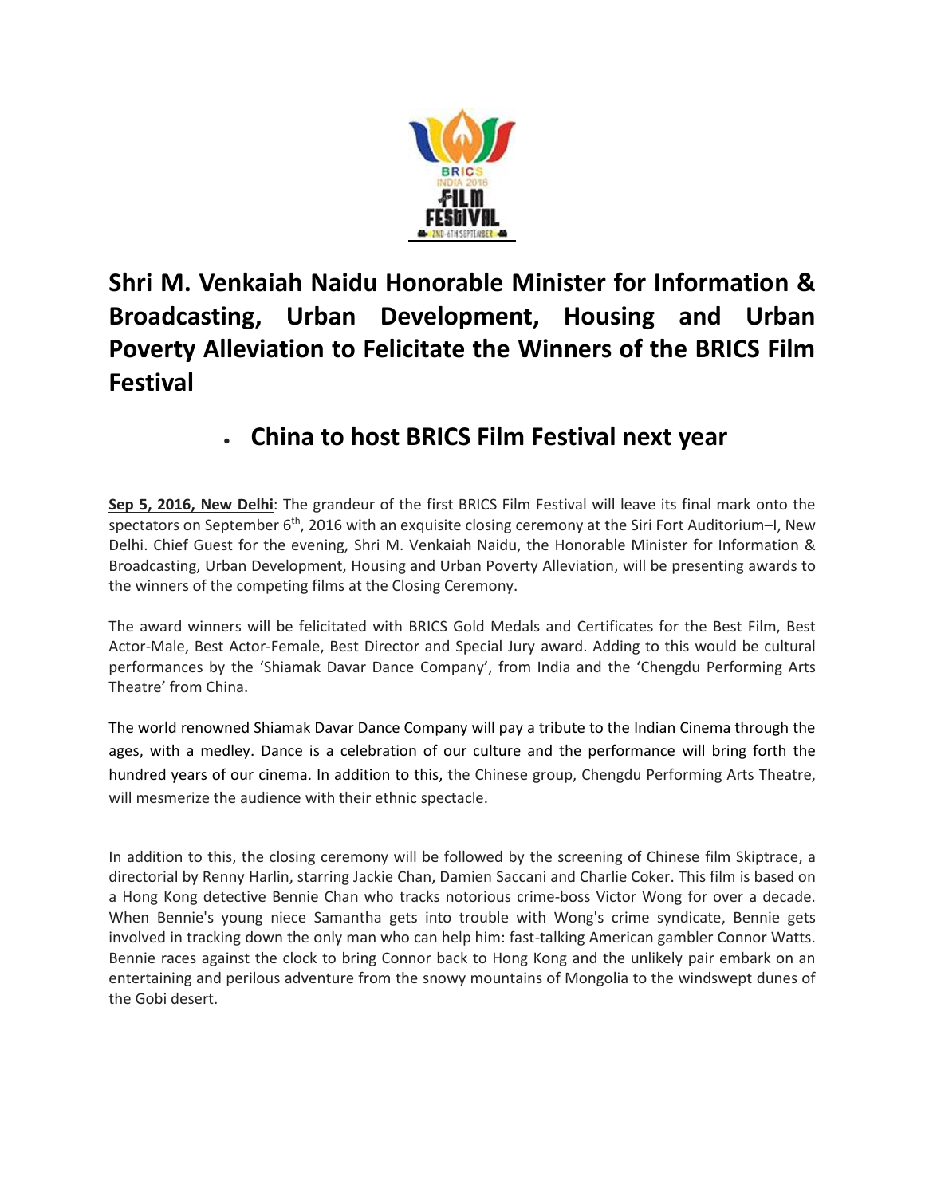# Shri M. Venkaiah Naidu Honorable Minister for Information & Broadcasting, Urban Development, Housing and Urban Poverty Alleviation to Felicitate the Winners of the BRICS Film Festival

- **China to host BRICS Film Festival next year**

**Sep 5, 2016, New Delhi**: The grandeur of the first BRICS Film Festival will leave its final mark onto the spectators on September 6th, 2016 with an exquisite closing ceremony at the Siri Fort Auditorium–I, New Delhi. Chief Guest for the evening, Shri M. Venkaiah Naidu, the Honorable Minister for Information & Broadcasting, Urban Development, Housing and Urban Poverty Alleviation, will be presenting awards to the winners of the competing films at the Closing Ceremony.

The award winners will be felicitated with BRICS Gold Medals and Certificates for the Best Film, Best Actor-Male, Best Actor-Female, Best Director and Special Jury award. Adding to this would be cultural performances by the 'Shiamak Davar Dance Company', from India and the 'Chengdu Performing Arts Theatre' from China.

The world renowned Shiamak Davar Dance Company will pay a tribute to the Indian Cinema through the ages, with a medley. Dance is a celebration of our culture and the performance will bring forth the hundred years of our cinema. In addition to this, the Chinese group, Chengdu Performing Arts Theatre, will mesmerize the audience with their ethnic spectacle.

In addition to this, the closing ceremony will be followed by the screening of Chinese film Skiptrace, a directorial by Renny Harlin, starring Jackie Chan, Damien Saccani and Charlie Coker. This film is based on a Hong Kong detective Bennie Chan who tracks notorious crime-boss Victor Wong for over a decade. When Bennie's young niece Samantha gets into trouble with Wong's crime syndicate, Bennie gets involved in tracking down the only man who can help him: fast-talking American gambler Connor Watts. Bennie races against the clock to bring Connor back to Hong Kong and the unlikely pair embark on an entertaining and perilous adventure from the snowy mountains of Mongolia to the windswept dunes of the Gobi desert.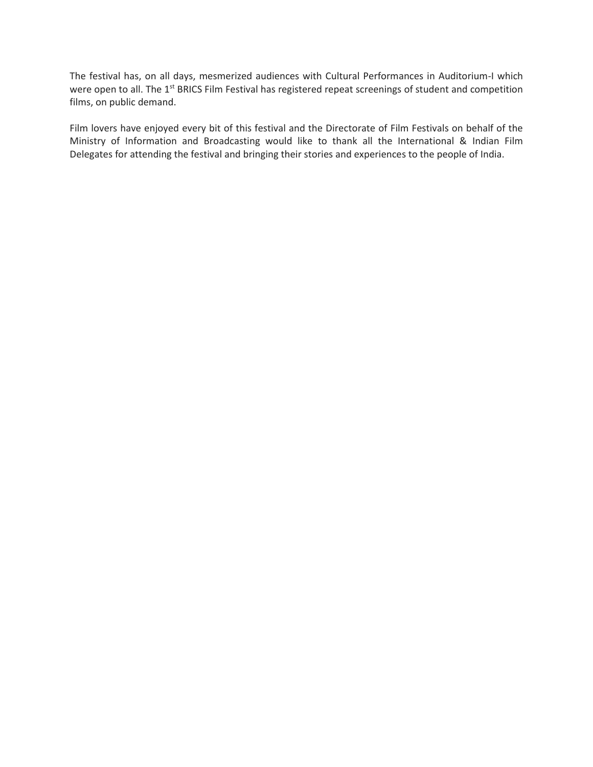The festival has, on all days, mesmerized audiences with Cultural Performances in Auditorium-I which were open to all. The 1st BRICS Film Festival has registered repeat screenings of student and competition films, on public demand.

Film lovers have enjoyed every bit of this festival and the Directorate of Film Festivals on behalf of the Ministry of Information and Broadcasting would like to thank all the International & Indian Film Delegates for attending the festival and bringing their stories and experiences to the people of India.